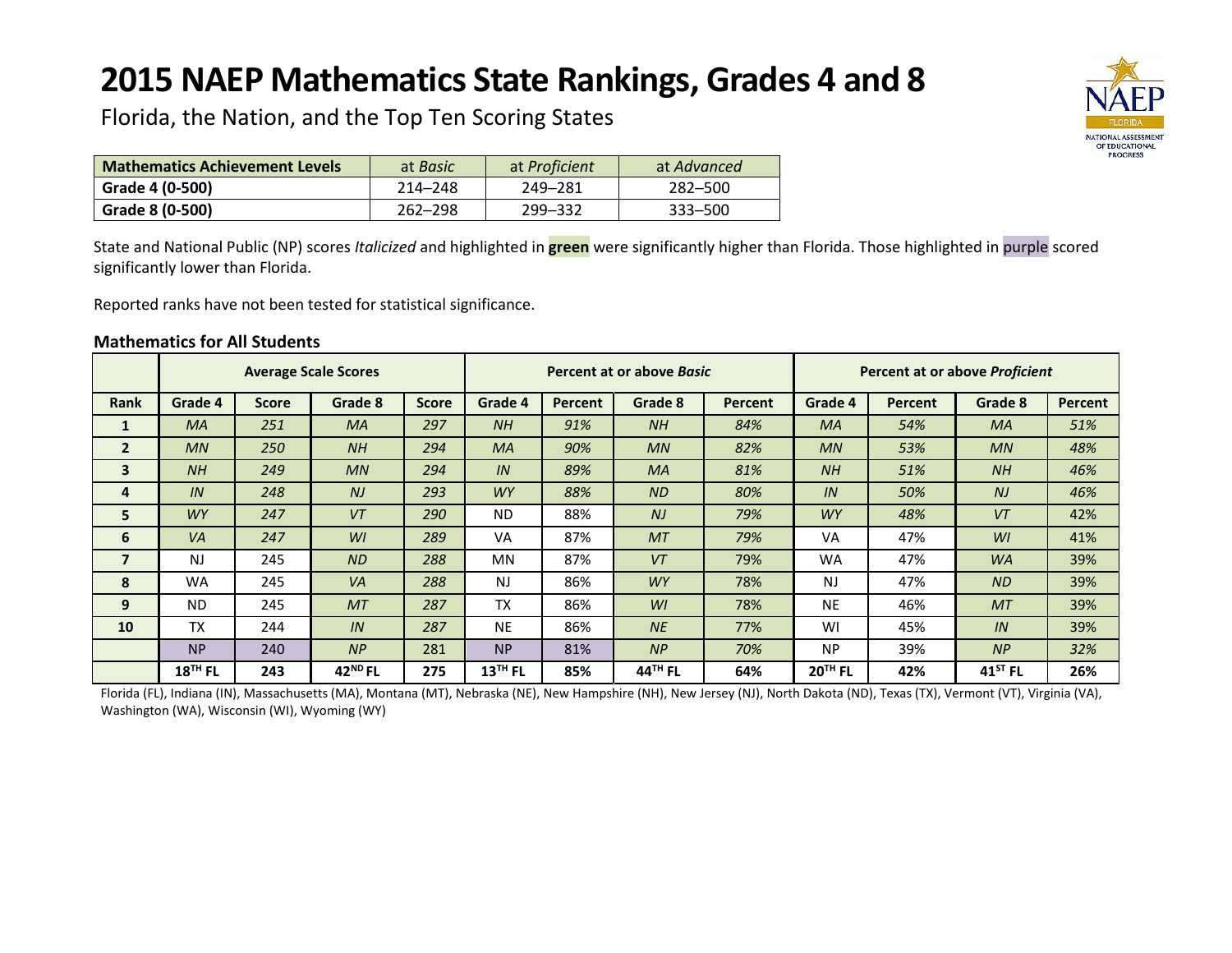# 2015 NAEP Mathematics State Rankings, Grades 4 and 8

Florida, the Nation, and the Top Ten Scoring States

| Mathematics Achievement Levels | at *Basic* | at *Proficient* | at *Advanced* |
|---|---|---|---|
| Grade 4 (0-500) | 214–248 | 249–281 | 282–500 |
| Grade 8 (0-500) | 262–298 | 299–332 | 333–500 |

State and National Public (NP) scores *Italicized* and highlighted in **green** were significantly higher than Florida. Those highlighted in purple scored significantly lower than Florida.

Reported ranks have not been tested for statistical significance.

### Mathematics for All Students

| | Average Scale Scores | | | | Percent at or above *Basic* | | | | Percent at or above *Proficient* | | | |
|---|---|---|---|---|---|---|---|---|---|---|---|---|
| **Rank** | **Grade 4** | **Score** | **Grade 8** | **Score** | **Grade 4** | **Percent** | **Grade 8** | **Percent** | **Grade 4** | **Percent** | **Grade 8** | **Percent** |
| **1** | *MA* | *251* | *MA* | *297* | *NH* | *91%* | *NH* | *84%* | *MA* | *54%* | *MA* | *51%* |
| **2** | *MN* | *250* | *NH* | *294* | *MA* | *90%* | *MN* | *82%* | *MN* | *53%* | *MN* | *48%* |
| **3** | *NH* | *249* | *MN* | *294* | *IN* | *89%* | *MA* | *81%* | *NH* | *51%* | *NH* | *46%* |
| **4** | *IN* | *248* | *NJ* | *293* | *WY* | *88%* | *ND* | *80%* | *IN* | *50%* | *NJ* | *46%* |
| **5** | *WY* | *247* | *VT* | *290* | ND | 88% | *NJ* | *79%* | *WY* | *48%* | *VT* | 42% |
| **6** | *VA* | *247* | *WI* | *289* | VA | 87% | *MT* | *79%* | VA | 47% | *WI* | 41% |
| **7** | NJ | 245 | *ND* | *288* | MN | 87% | *VT* | *79%* | WA | 47% | *WA* | 39% |
| **8** | WA | 245 | *VA* | *288* | NJ | 86% | *WY* | *78%* | NJ | 47% | *ND* | 39% |
| **9** | ND | 245 | *MT* | *287* | TX | 86% | *WI* | *78%* | NE | 46% | *MT* | 39% |
| **10** | TX | 244 | *IN* | *287* | NE | 86% | *NE* | *77%* | WI | 45% | *IN* | 39% |
| | NP | 240 | *NP* | 281 | NP | 81% | *NP* | *70%* | NP | 39% | *NP* | *32%* |
| | **18TH FL** | **243** | **42ND FL** | **275** | **13TH FL** | **85%** | **44TH FL** | **64%** | **20TH FL** | **42%** | **41ST FL** | **26%** |

Florida (FL), Indiana (IN), Massachusetts (MA), Montana (MT), Nebraska (NE), New Hampshire (NH), New Jersey (NJ), North Dakota (ND), Texas (TX), Vermont (VT), Virginia (VA), Washington (WA), Wisconsin (WI), Wyoming (WY)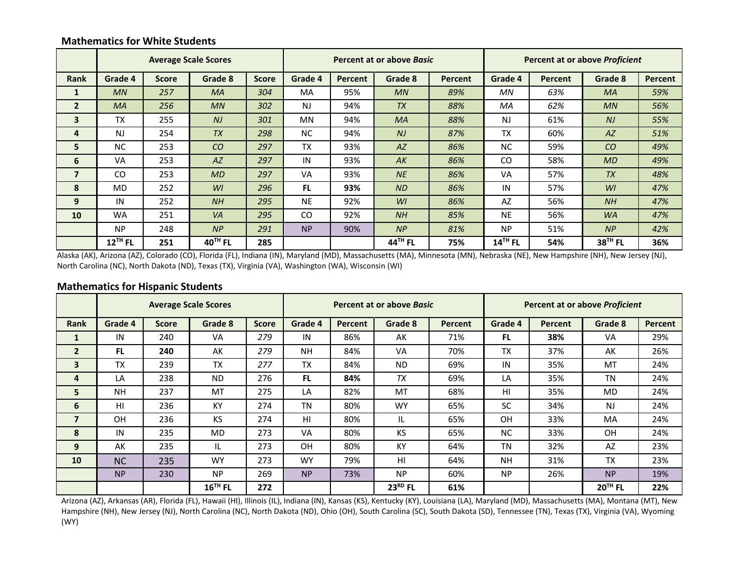### Mathematics for White Students

| | Average Scale Scores | | | | Percent at or above *Basic* | | | | Percent at or above *Proficient* | | | |
|---|---|---|---|---|---|---|---|---|---|---|---|---|
| **Rank** | **Grade 4** | **Score** | **Grade 8** | **Score** | **Grade 4** | **Percent** | **Grade 8** | **Percent** | **Grade 4** | **Percent** | **Grade 8** | **Percent** |
| **1** | *MN* | *257* | *MA* | *304* | MA | 95% | *MN* | *89%* | *MN* | *63%* | *MA* | *59%* |
| **2** | *MA* | *256* | *MN* | *302* | NJ | 94% | *TX* | *88%* | *MA* | *62%* | *MN* | *56%* |
| **3** | TX | 255 | *NJ* | *301* | MN | 94% | *MA* | *88%* | NJ | 61% | *NJ* | *55%* |
| **4** | NJ | 254 | *TX* | *298* | NC | 94% | *NJ* | *87%* | TX | 60% | *AZ* | *51%* |
| **5** | NC | 253 | *CO* | *297* | TX | 93% | *AZ* | *86%* | NC | 59% | *CO* | *49%* |
| **6** | VA | 253 | *AZ* | *297* | IN | 93% | *AK* | *86%* | CO | 58% | *MD* | *49%* |
| **7** | CO | 253 | *MD* | *297* | VA | 93% | *NE* | *86%* | VA | 57% | *TX* | *48%* |
| **8** | MD | 252 | *WI* | *296* | **FL** | **93%** | *ND* | *86%* | IN | 57% | *WI* | *47%* |
| **9** | IN | 252 | *NH* | *295* | NE | 92% | *WI* | *86%* | AZ | 56% | *NH* | *47%* |
| **10** | WA | 251 | *VA* | *295* | CO | 92% | *NH* | *85%* | NE | 56% | *WA* | *47%* |
| | NP | 248 | *NP* | *291* | NP | 90% | *NP* | *81%* | NP | 51% | *NP* | *42%* |
| | **12TH FL** | **251** | **40TH FL** | **285** | | | **44TH FL** | **75%** | **14TH FL** | **54%** | **38TH FL** | **36%** |

Alaska (AK), Arizona (AZ), Colorado (CO), Florida (FL), Indiana (IN), Maryland (MD), Massachusetts (MA), Minnesota (MN), Nebraska (NE), New Hampshire (NH), New Jersey (NJ), North Carolina (NC), North Dakota (ND), Texas (TX), Virginia (VA), Washington (WA), Wisconsin (WI)

### Mathematics for Hispanic Students

| | Average Scale Scores | | | | Percent at or above *Basic* | | | | Percent at or above *Proficient* | | | |
|---|---|---|---|---|---|---|---|---|---|---|---|---|
| **Rank** | **Grade 4** | **Score** | **Grade 8** | **Score** | **Grade 4** | **Percent** | **Grade 8** | **Percent** | **Grade 4** | **Percent** | **Grade 8** | **Percent** |
| **1** | IN | 240 | VA | *279* | IN | 86% | AK | 71% | **FL** | **38%** | VA | 29% |
| **2** | **FL** | **240** | AK | *279* | NH | 84% | VA | 70% | TX | 37% | AK | 26% |
| **3** | TX | 239 | TX | *277* | TX | 84% | ND | 69% | IN | 35% | MT | 24% |
| **4** | LA | 238 | ND | 276 | **FL** | **84%** | *TX* | 69% | LA | 35% | TN | 24% |
| **5** | NH | 237 | MT | 275 | LA | 82% | MT | 68% | HI | 35% | MD | 24% |
| **6** | HI | 236 | KY | 274 | TN | 80% | WY | 65% | SC | 34% | NJ | 24% |
| **7** | OH | 236 | KS | 274 | HI | 80% | IL | 65% | OH | 33% | MA | 24% |
| **8** | IN | 235 | MD | 273 | VA | 80% | KS | 65% | NC | 33% | OH | 24% |
| **9** | AK | 235 | IL | 273 | OH | 80% | KY | 64% | TN | 32% | AZ | 23% |
| **10** | NC | 235 | WY | 273 | WY | 79% | HI | 64% | NH | 31% | TX | 23% |
| | NP | 230 | NP | 269 | NP | 73% | NP | 60% | NP | 26% | NP | 19% |
| | | | **16TH FL** | **272** | | | **23RD FL** | **61%** | | | **20TH FL** | **22%** |

Arizona (AZ), Arkansas (AR), Florida (FL), Hawaii (HI), Illinois (IL), Indiana (IN), Kansas (KS), Kentucky (KY), Louisiana (LA), Maryland (MD), Massachusetts (MA), Montana (MT), New Hampshire (NH), New Jersey (NJ), North Carolina (NC), North Dakota (ND), Ohio (OH), South Carolina (SC), South Dakota (SD), Tennessee (TN), Texas (TX), Virginia (VA), Wyoming (WY)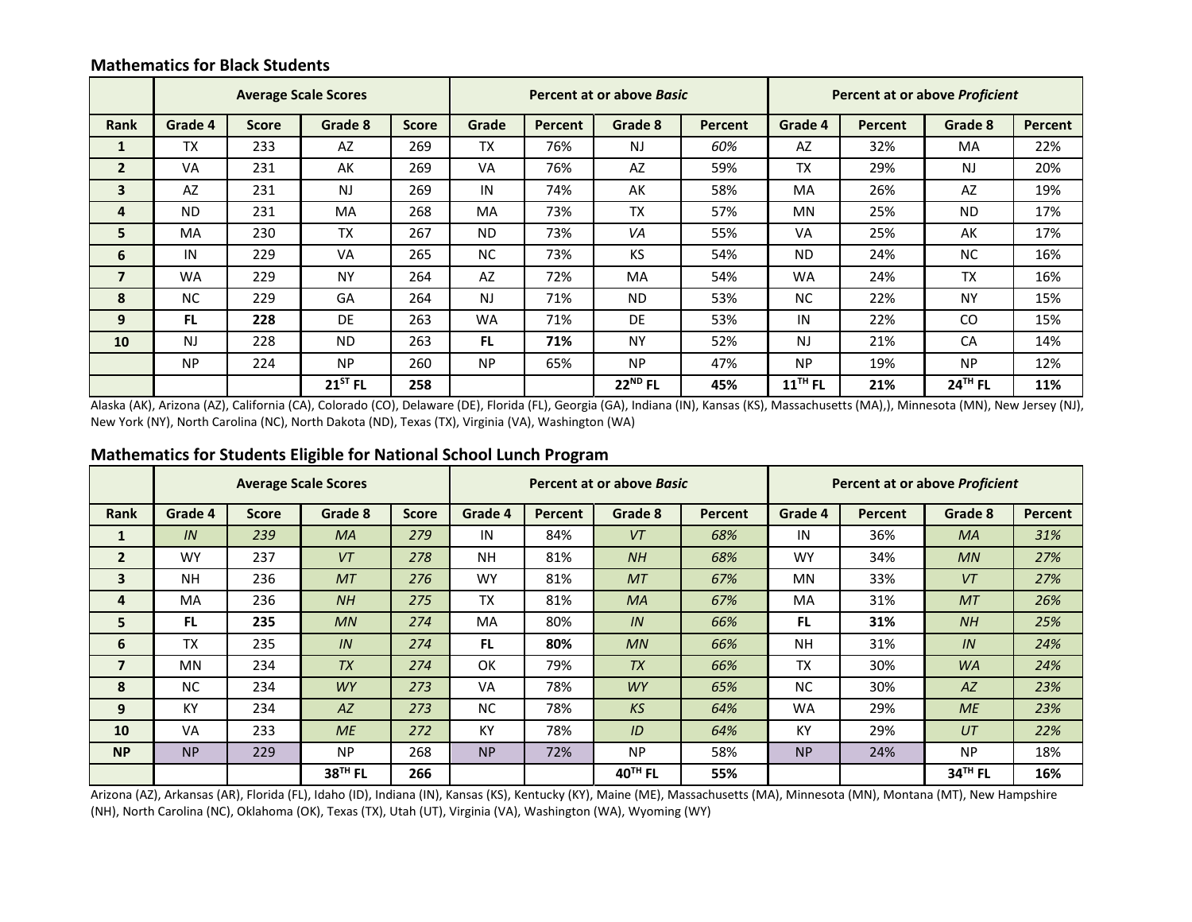### Mathematics for Black Students

| | Average Scale Scores | | | | Percent at or above *Basic* | | | | Percent at or above *Proficient* | | | |
|---|---|---|---|---|---|---|---|---|---|---|---|---|
| **Rank** | **Grade 4** | **Score** | **Grade 8** | **Score** | **Grade** | **Percent** | **Grade 8** | **Percent** | **Grade 4** | **Percent** | **Grade 8** | **Percent** |
| **1** | TX | 233 | AZ | 269 | TX | 76% | NJ | *60%* | AZ | 32% | MA | 22% |
| **2** | VA | 231 | AK | 269 | VA | 76% | AZ | 59% | TX | 29% | NJ | 20% |
| **3** | AZ | 231 | NJ | 269 | IN | 74% | AK | 58% | MA | 26% | AZ | 19% |
| **4** | ND | 231 | MA | 268 | MA | 73% | TX | 57% | MN | 25% | ND | 17% |
| **5** | MA | 230 | TX | 267 | ND | 73% | *VA* | 55% | VA | 25% | AK | 17% |
| **6** | IN | 229 | VA | 265 | NC | 73% | KS | 54% | ND | 24% | NC | 16% |
| **7** | WA | 229 | NY | 264 | AZ | 72% | MA | 54% | WA | 24% | TX | 16% |
| **8** | NC | 229 | GA | 264 | NJ | 71% | ND | 53% | NC | 22% | NY | 15% |
| **9** | **FL** | **228** | DE | 263 | WA | 71% | DE | 53% | IN | 22% | CO | 15% |
| **10** | NJ | 228 | ND | 263 | **FL** | **71%** | NY | 52% | NJ | 21% | CA | 14% |
| | NP | 224 | NP | 260 | NP | 65% | NP | 47% | NP | 19% | NP | 12% |
| | | | **21ST FL** | **258** | | | **22ND FL** | **45%** | **11TH FL** | **21%** | **24TH FL** | **11%** |

Alaska (AK), Arizona (AZ), California (CA), Colorado (CO), Delaware (DE), Florida (FL), Georgia (GA), Indiana (IN), Kansas (KS), Massachusetts (MA),), Minnesota (MN), New Jersey (NJ), New York (NY), North Carolina (NC), North Dakota (ND), Texas (TX), Virginia (VA), Washington (WA)

### Mathematics for Students Eligible for National School Lunch Program

| | Average Scale Scores | | | | Percent at or above *Basic* | | | | Percent at or above *Proficient* | | | |
|---|---|---|---|---|---|---|---|---|---|---|---|---|
| **Rank** | **Grade 4** | **Score** | **Grade 8** | **Score** | **Grade 4** | **Percent** | **Grade 8** | **Percent** | **Grade 4** | **Percent** | **Grade 8** | **Percent** |
| **1** | *IN* | *239* | *MA* | *279* | IN | 84% | *VT* | *68%* | IN | 36% | *MA* | *31%* |
| **2** | WY | 237 | *VT* | *278* | NH | 81% | *NH* | *68%* | WY | 34% | *MN* | *27%* |
| **3** | NH | 236 | *MT* | *276* | WY | 81% | *MT* | *67%* | MN | 33% | *VT* | *27%* |
| **4** | MA | 236 | *NH* | *275* | TX | 81% | *MA* | *67%* | MA | 31% | *MT* | *26%* |
| **5** | **FL** | **235** | *MN* | *274* | MA | 80% | *IN* | *66%* | **FL** | **31%** | *NH* | *25%* |
| **6** | TX | 235 | *IN* | *274* | **FL** | **80%** | *MN* | *66%* | NH | 31% | *IN* | *24%* |
| **7** | MN | 234 | *TX* | *274* | OK | 79% | *TX* | *66%* | TX | 30% | *WA* | *24%* |
| **8** | NC | 234 | *WY* | *273* | VA | 78% | *WY* | *65%* | NC | 30% | *AZ* | *23%* |
| **9** | KY | 234 | *AZ* | *273* | NC | 78% | *KS* | *64%* | WA | 29% | *ME* | *23%* |
| **10** | VA | 233 | *ME* | *272* | KY | 78% | *ID* | *64%* | KY | 29% | *UT* | *22%* |
| **NP** | NP | 229 | NP | 268 | NP | 72% | NP | 58% | NP | 24% | NP | 18% |
| | | | **38TH FL** | **266** | | | **40TH FL** | **55%** | | | **34TH FL** | **16%** |

Arizona (AZ), Arkansas (AR), Florida (FL), Idaho (ID), Indiana (IN), Kansas (KS), Kentucky (KY), Maine (ME), Massachusetts (MA), Minnesota (MN), Montana (MT), New Hampshire (NH), North Carolina (NC), Oklahoma (OK), Texas (TX), Utah (UT), Virginia (VA), Washington (WA), Wyoming (WY)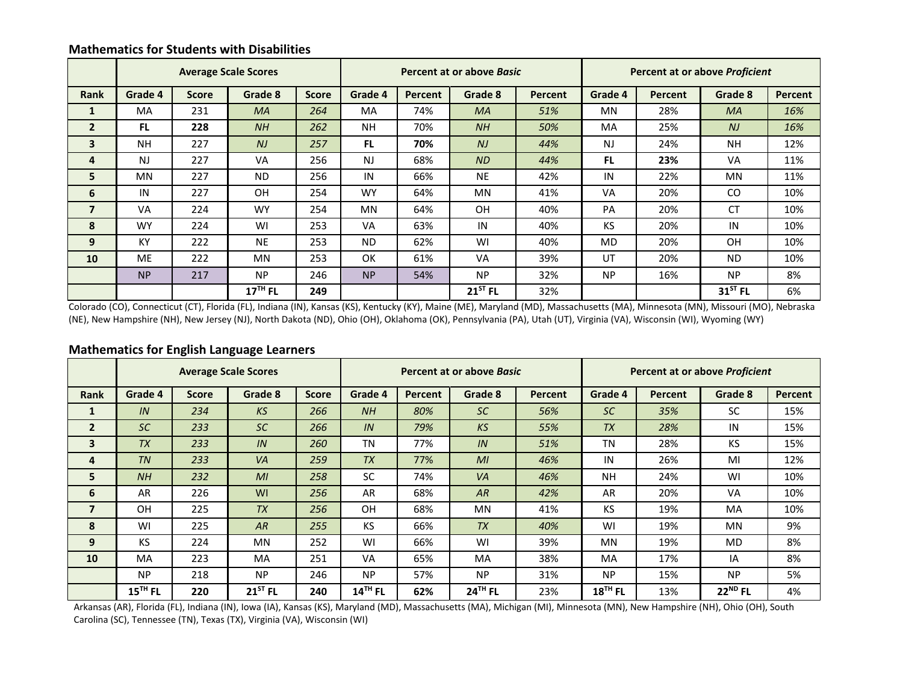### Mathematics for Students with Disabilities

| | Average Scale Scores | | | | Percent at or above *Basic* | | | | Percent at or above *Proficient* | | | |
|---|---|---|---|---|---|---|---|---|---|---|---|---|
| **Rank** | **Grade 4** | **Score** | **Grade 8** | **Score** | **Grade 4** | **Percent** | **Grade 8** | **Percent** | **Grade 4** | **Percent** | **Grade 8** | **Percent** |
| **1** | MA | 231 | *MA* | *264* | MA | 74% | *MA* | *51%* | MN | 28% | *MA* | *16%* |
| **2** | **FL** | **228** | *NH* | *262* | NH | 70% | *NH* | *50%* | MA | 25% | *NJ* | *16%* |
| **3** | NH | 227 | *NJ* | *257* | **FL** | **70%** | *NJ* | *44%* | NJ | 24% | NH | 12% |
| **4** | NJ | 227 | VA | 256 | NJ | 68% | *ND* | *44%* | **FL** | **23%** | VA | 11% |
| **5** | MN | 227 | ND | 256 | IN | 66% | NE | 42% | IN | 22% | MN | 11% |
| **6** | IN | 227 | OH | 254 | WY | 64% | MN | 41% | VA | 20% | CO | 10% |
| **7** | VA | 224 | WY | 254 | MN | 64% | OH | 40% | PA | 20% | CT | 10% |
| **8** | WY | 224 | WI | 253 | VA | 63% | IN | 40% | KS | 20% | IN | 10% |
| **9** | KY | 222 | NE | 253 | ND | 62% | WI | 40% | MD | 20% | OH | 10% |
| **10** | ME | 222 | MN | 253 | OK | 61% | VA | 39% | UT | 20% | ND | 10% |
| | NP | 217 | NP | 246 | NP | 54% | NP | 32% | NP | 16% | NP | 8% |
| | | | **17TH FL** | **249** | | | **21ST FL** | 32% | | | **31ST FL** | 6% |

Colorado (CO), Connecticut (CT), Florida (FL), Indiana (IN), Kansas (KS), Kentucky (KY), Maine (ME), Maryland (MD), Massachusetts (MA), Minnesota (MN), Missouri (MO), Nebraska (NE), New Hampshire (NH), New Jersey (NJ), North Dakota (ND), Ohio (OH), Oklahoma (OK), Pennsylvania (PA), Utah (UT), Virginia (VA), Wisconsin (WI), Wyoming (WY)

### Mathematics for English Language Learners

| | Average Scale Scores | | | | Percent at or above *Basic* | | | | Percent at or above *Proficient* | | | |
|---|---|---|---|---|---|---|---|---|---|---|---|---|
| **Rank** | **Grade 4** | **Score** | **Grade 8** | **Score** | **Grade 4** | **Percent** | **Grade 8** | **Percent** | **Grade 4** | **Percent** | **Grade 8** | **Percent** |
| **1** | *IN* | *234* | *KS* | *266* | *NH* | *80%* | *SC* | *56%* | *SC* | *35%* | SC | 15% |
| **2** | *SC* | *233* | *SC* | *266* | *IN* | *79%* | *KS* | *55%* | *TX* | *28%* | IN | 15% |
| **3** | *TX* | *233* | *IN* | *260* | TN | 77% | *IN* | *51%* | TN | 28% | KS | 15% |
| **4** | *TN* | *233* | *VA* | *259* | *TX* | *77%* | *MI* | *46%* | IN | 26% | MI | 12% |
| **5** | *NH* | *232* | *MI* | *258* | SC | 74% | *VA* | *46%* | NH | 24% | WI | 10% |
| **6** | AR | 226 | *WI* | *256* | AR | 68% | *AR* | *42%* | AR | 20% | VA | 10% |
| **7** | OH | 225 | *TX* | *256* | OH | 68% | MN | 41% | KS | 19% | MA | 10% |
| **8** | WI | 225 | *AR* | *255* | KS | 66% | *TX* | *40%* | WI | 19% | MN | 9% |
| **9** | KS | 224 | MN | 252 | WI | 66% | WI | 39% | MN | 19% | MD | 8% |
| **10** | MA | 223 | MA | 251 | VA | 65% | MA | 38% | MA | 17% | IA | 8% |
| | NP | 218 | NP | 246 | NP | 57% | NP | 31% | NP | 15% | NP | 5% |
| | **15TH FL** | **220** | **21ST FL** | **240** | **14TH FL** | **62%** | **24TH FL** | 23% | **18TH FL** | 13% | **22ND FL** | 4% |

Arkansas (AR), Florida (FL), Indiana (IN), Iowa (IA), Kansas (KS), Maryland (MD), Massachusetts (MA), Michigan (MI), Minnesota (MN), New Hampshire (NH), Ohio (OH), South Carolina (SC), Tennessee (TN), Texas (TX), Virginia (VA), Wisconsin (WI)